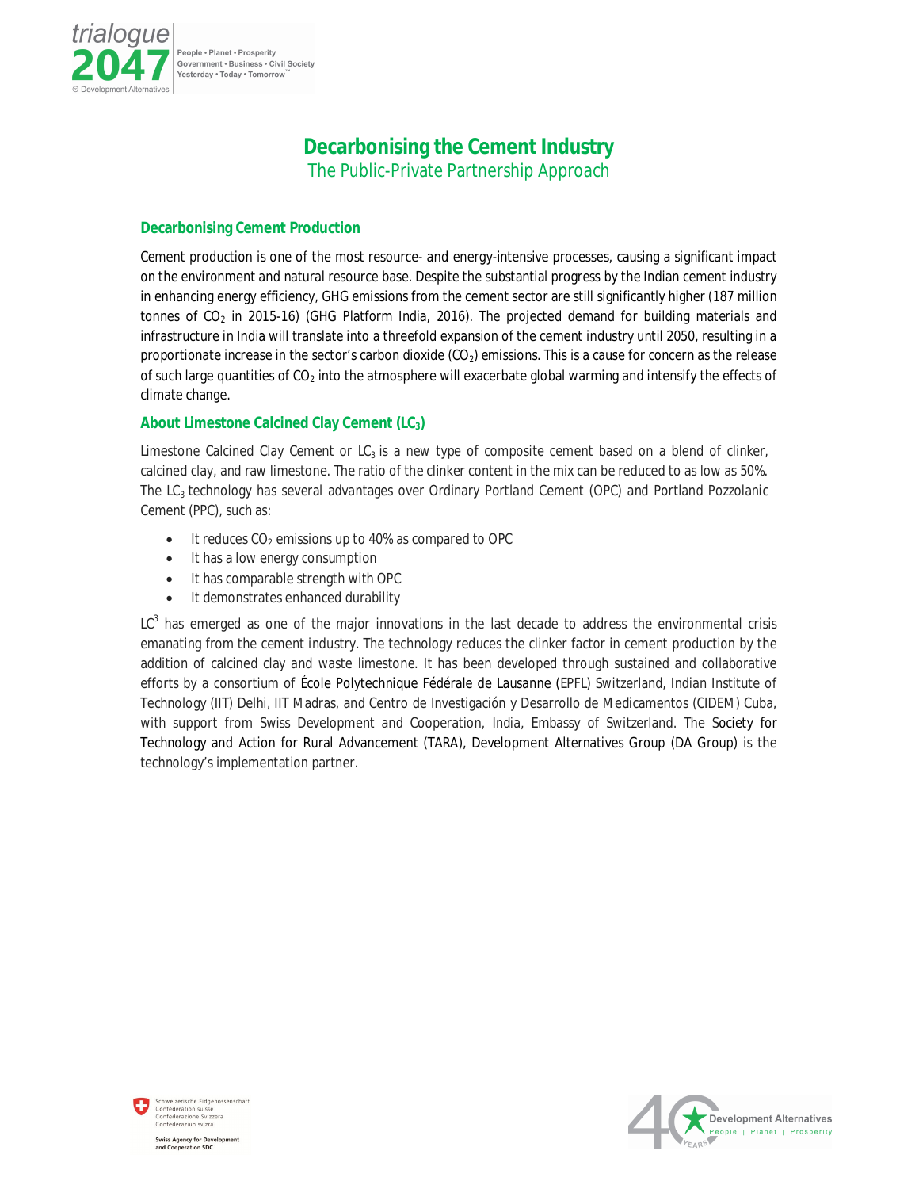# Decarbonising the Cement Industry

The Public-Private Partnership Approach

## Decarbonising Cement Production

Cement production is one of the most resource- and energy-intensive processes, causing a significant impact on the environment and natural resource base. Despite the substantial progress by the Indian cement industry in enhancing energy efficiency, GHG emissions from the cement sector are still significantly higher (187 million tonnes of $CO_2$ in 2015-16) (GHG Platform India, 2016). The projected demand for building materials and infrastructure in India will translate into a threefold expansion of the cement industry until 2050, resulting in a proportionate increase in the sector's carbon dioxide ($CO_2$) emissions. This is a cause for concern as the release of such large quantities of $CO_2$ into the atmosphere will exacerbate global warming and intensify the effects of climate change.

## About Limestone Calcined Clay Cement ($LC_3$)

Limestone Calcined Clay Cement or $LC_3$ is a new type of composite cement based on a blend of clinker, calcined clay, and raw limestone. The ratio of the clinker content in the mix can be reduced to as low as 50%. The $LC_3$ technology has several advantages over Ordinary Portland Cement (OPC) and Portland Pozzolanic Cement (PPC), such as:

- It reduces $CO_2$ emissions up to 40% as compared to OPC
- It has a low energy consumption
- It has comparable strength with OPC
- It demonstrates enhanced durability

$LC^3$ has emerged as one of the major innovations in the last decade to address the environmental crisis emanating from the cement industry. The technology reduces the clinker factor in cement production by the addition of calcined clay and waste limestone. It has been developed through sustained and collaborative efforts by a consortium of École Polytechnique Fédérale de Lausanne (EPFL) Switzerland, Indian Institute of Technology (IIT) Delhi, IIT Madras, and Centro de Investigación y Desarrollo de Medicamentos (CIDEM) Cuba, with support from Swiss Development and Cooperation, India, Embassy of Switzerland. The Society for Technology and Action for Rural Advancement (TARA), Development Alternatives Group (DA Group) is the technology's implementation partner.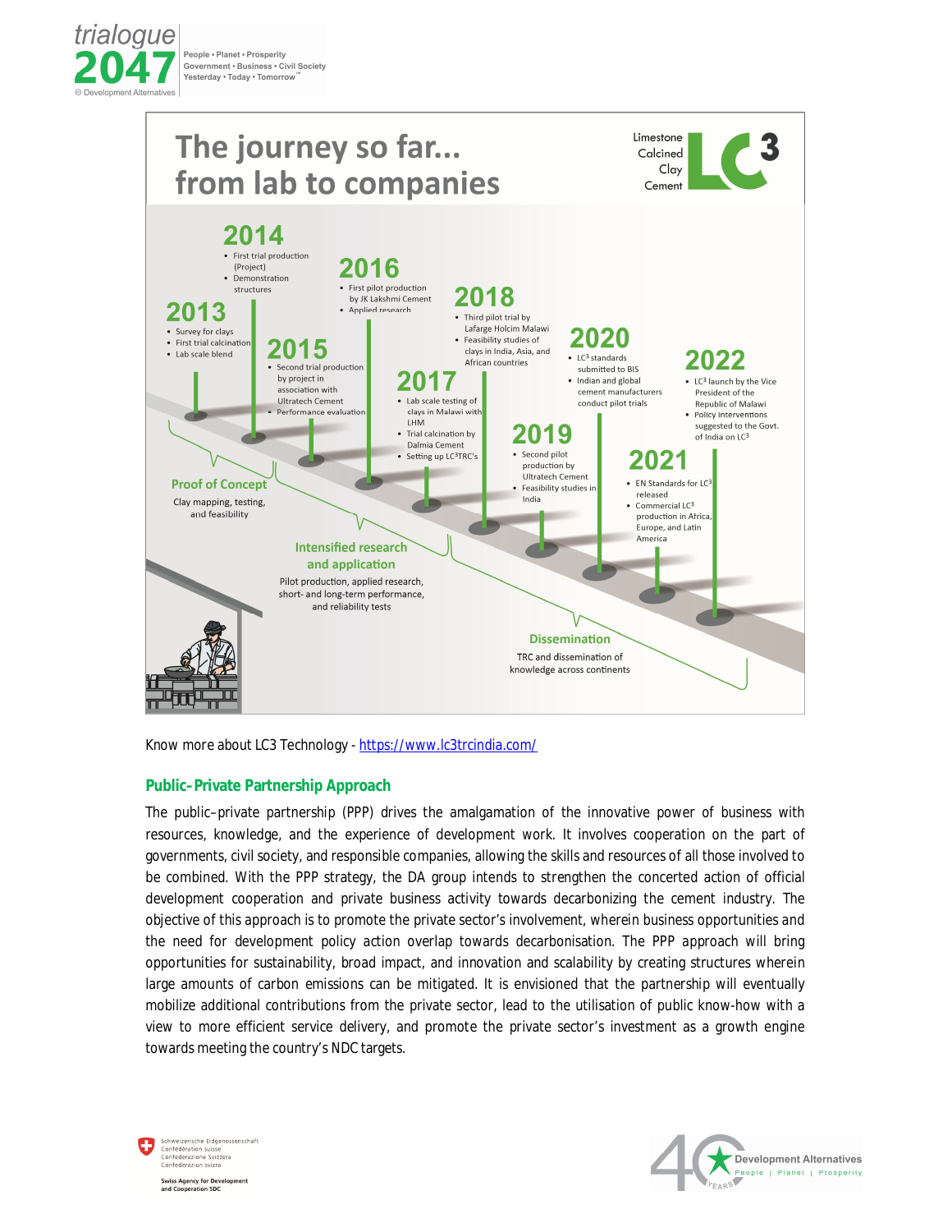# The journey so far... from lab to companies

Limestone Calcined Clay Cement LC3

**2013**
- Survey for clays
- First trial calcination
- Lab scale blend

**2014**
- First trial production (Project)
- Demonstration structures

**2015**
- Second trial production by project in association with Ultratech Cement
- Performance evaluation

**2016**
- First pilot production by JK Lakshmi Cement
- Applied research

**2017**
- Lab scale testing of clays in Malawi with LHM
- Trial calcination by Dalmia Cement
- Setting up LC3TRC's

**2018**
- Third pilot trial by Lafarge Holcim Malawi
- Feasibility studies of clays in India, Asia, and African countries

**2019**
- Second pilot production by Ultratech Cement
- Feasibility studies in India

**2020**
- LC3 standards submitted to BIS
- Indian and global cement manufacturers conduct pilot trials

**2021**
- EN Standards for LC3 released
- Commercial LC3 production in Africa, Europe, and Latin America

**2022**
- LC3 launch by the Vice President of the Republic of Malawi
- Policy interventions suggested to the Govt. of India on LC3

**Proof of Concept**
Clay mapping, testing, and feasibility

**Intensified research and application**
Pilot production, applied research, short- and long-term performance, and reliability tests

**Dissemination**
TRC and dissemination of knowledge across continents

Know more about LC3 Technology - https://www.lc3trcindia.com/

## Public-Private Partnership Approach

The public–private partnership (PPP) drives the amalgamation of the innovative power of business with resources, knowledge, and the experience of development work. It involves cooperation on the part of governments, civil society, and responsible companies, allowing the skills and resources of all those involved to be combined. With the PPP strategy, the DA group intends to strengthen the concerted action of official development cooperation and private business activity towards decarbonizing the cement industry. The objective of this approach is to promote the private sector's involvement, wherein business opportunities and the need for development policy action overlap towards decarbonisation. The PPP approach will bring opportunities for sustainability, broad impact, and innovation and scalability by creating structures wherein large amounts of carbon emissions can be mitigated. It is envisioned that the partnership will eventually mobilize additional contributions from the private sector, lead to the utilisation of public know-how with a view to more efficient service delivery, and promote the private sector's investment as a growth engine towards meeting the country's NDC targets.